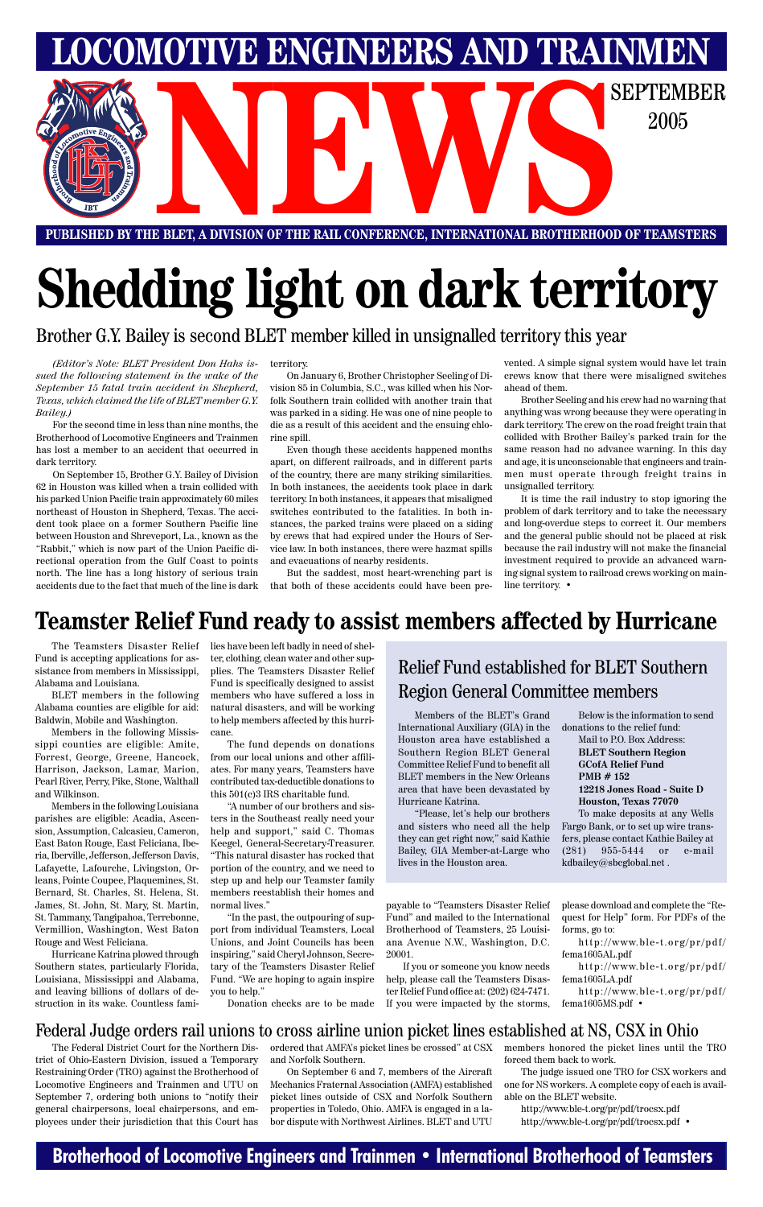# LOCOMOTIVE ENGINEERS AND TRAINMEN NEWS

SEPTEMBER 2005

**PUBLISHED BY THE BLET, A DIVISION OF THE RAIL CONFERENCE, INTERNATIONAL BROTHERHOOD OF TEAMSTERS**

# Shedding light on dark territory

## Brother G.Y. Bailey is second BLET member killed in unsignalled territory this year

*(Editor's Note: BLET President Don Hahs issued the following statement in the wake of the September 15 fatal train accident in Shepherd, Texas, which claimed the life of BLET member G.Y. Bailey.)*

For the second time in less than nine months, the Brotherhood of Locomotive Engineers and Trainmen has lost a member to an accident that occurred in dark territory.

On September 15, Brother G.Y. Bailey of Division 62 in Houston was killed when a train collided with his parked Union Pacific train approximately 60 miles northeast of Houston in Shepherd, Texas. The accident took place on a former Southern Pacific line between Houston and Shreveport, La., known as the "Rabbit," which is now part of the Union Pacific directional operation from the Gulf Coast to points north. The line has a long history of serious train accidents due to the fact that much of the line is dark territory.

On January 6, Brother Christopher Seeling of Division 85 in Columbia, S.C., was killed when his Norfolk Southern train collided with another train that was parked in a siding. He was one of nine people to die as a result of this accident and the ensuing chlorine spill.

Even though these accidents happened months apart, on different railroads, and in different parts of the country, there are many striking similarities. In both instances, the accidents took place in dark territory. In both instances, it appears that misaligned switches contributed to the fatalities. In both instances, the parked trains were placed on a siding by crews that had expired under the Hours of Service law. In both instances, there were hazmat spills and evacuations of nearby residents.

But the saddest, most heart-wrenching part is that both of these accidents could have been prevented. A simple signal system would have let train crews know that there were misaligned switches ahead of them.

Brother Seeling and his crew had no warning that anything was wrong because they were operating in dark territory. The crew on the road freight train that collided with Brother Bailey's parked train for the same reason had no advance warning. In this day and age, it is unconscionable that engineers and trainmen must operate through freight trains in unsignalled territory.

It is time the rail industry to stop ignoring the problem of dark territory and to take the necessary and long-overdue steps to correct it. Our members and the general public should not be placed at risk because the rail industry will not make the financial investment required to provide an advanced warning signal system to railroad crews working on mainline territory. •

# Teamster Relief Fund ready to assist members affected by Hurricane

The Teamsters Disaster Relief Fund is accepting applications for assistance from members in Mississippi, Alabama and Louisiana.

BLET members in the following Alabama counties are eligible for aid: Baldwin, Mobile and Washington.

Members in the following Mississippi counties are eligible: Amite, Forrest, George, Greene, Hancock, Harrison, Jackson, Lamar, Marion, Pearl River, Perry, Pike, Stone, Walthall and Wilkinson.

Members in the following Louisiana parishes are eligible: Acadia, Ascension, Assumption, Calcasieu, Cameron, East Baton Rouge, East Feliciana, Iberia, Iberville, Jackson, Jefferson, Jefferson Davis, Lafayette, Lafourche, Livingston, Orleans, Pointe Coupee, Plaquemines, St. Bernard, St. Charles, St. Helena, St. James, St. John, St. Mary, St. Martin, St. Tammany, Tangipahoa, Terrebonne, Vermillion, Washington, West Baton Rouge and West Feliciana.

Hurricane Katrina plowed through Southern states, particularly Florida, Louisiana, Mississippi and Alabama, and leaving billions of dollars of destruction in its wake. Countless families have been left badly in need of shelter, clothing, clean water and other supplies. The Teamsters Disaster Relief Fund is specifically designed to assist members who have suffered a loss in natural disasters, and will be working to help members affected by this hurricane.

The fund depends on donations from our local unions and other affiliates. For many years, Teamsters have contributed tax-deductible donations to this 501(c)3 IRS charitable fund.

"A number of our brothers and sisters in the Southeast really need your help and support," said C. Thomas Keegel, General-Secretary-Treasurer. "This natural disaster has rocked that portion of the country, and we need to step up and help our Teamster family members reestablish their homes and normal lives."

"In the past, the outpouring of support from individual Teamsters, Local Unions, and Joint Councils has been inspiring," said Cheryl Johnson, Secretary of the Teamsters Disaster Relief Fund. "We are hoping to again inspire you to help."

Donation checks are to be made payable to "Teamsters Disaster Relief Fund" and mailed to the International Brotherhood of Teamsters, 25 Louisiana Avenue N.W., Washington, D.C. 20001.

If you or someone you know needs help, please call the Teamsters Disaster Relief Fund office at: (202) 624-7471. If you were impacted by the storms, please download and complete the "Request for Help" form. For PDFs of the forms, go to:

http://www.ble-t.org/pr/pdf/fema1605AL.pdf

http://www.ble-t.org/pr/pdf/fema1605LA.pdf

http://www.ble-t.org/pr/pdf/fema1605MS.pdf •

## Relief Fund established for BLET Southern Region General Committee members

Members of the BLET's Grand International Auxiliary (GIA) in the Houston area have established a Southern Region BLET General Committee Relief Fund to benefit all BLET members in the New Orleans area that have been devastated by Hurricane Katrina.

"Please, let's help our brothers and sisters who need all the help they can get right now," said Kathie Bailey, GIA Member-at-Large who lives in the Houston area.

Below is the information to send donations to the relief fund:

Mail to P.O. Box Address:
**BLET Southern Region**
**GCofA Relief Fund**
**PMB # 152**
**12218 Jones Road - Suite D**
**Houston, Texas 77070**

To make deposits at any Wells Fargo Bank, or to set up wire transfers, please contact Kathie Bailey at (281) 955-5444 or e-mail kdbailey@sbcglobal.net .

## Federal Judge orders rail unions to cross airline union picket lines established at NS, CSX in Ohio

The Federal District Court for the Northern District of Ohio-Eastern Division, issued a Temporary Restraining Order (TRO) against the Brotherhood of Locomotive Engineers and Trainmen and UTU on September 7, ordering both unions to "notify their general chairpersons, local chairpersons, and employees under their jurisdiction that this Court has ordered that AMFA's picket lines be crossed" at CSX and Norfolk Southern.

On September 6 and 7, members of the Aircraft Mechanics Fraternal Association (AMFA) established picket lines outside of CSX and Norfolk Southern properties in Toledo, Ohio. AMFA is engaged in a labor dispute with Northwest Airlines. BLET and UTU members honored the picket lines until the TRO forced them back to work.

The judge issued one TRO for CSX workers and one for NS workers. A complete copy of each is available on the BLET website.

http://www.ble-t.org/pr/pdf/trocsx.pdf

http://www.ble-t.org/pr/pdf/trocsx.pdf •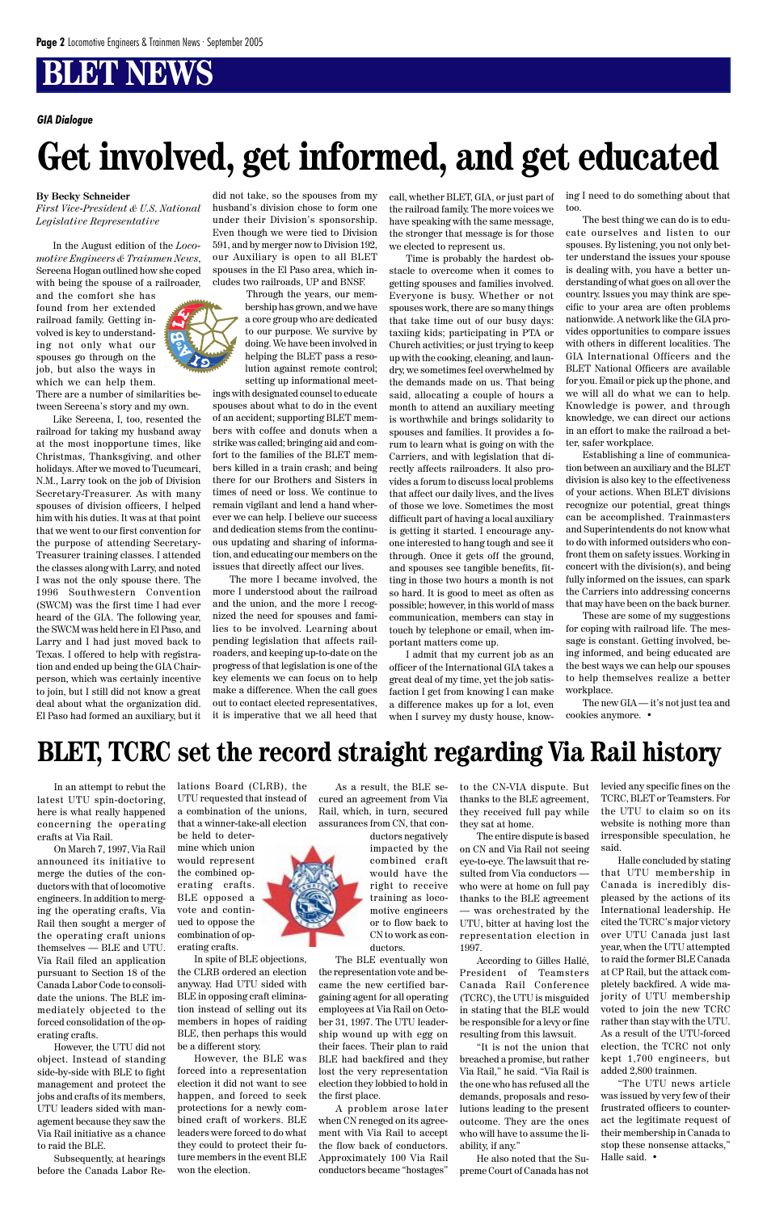# BLET NEWS

*GIA Dialogue*

## Get involved, get informed, and get educated

**By Becky Schneider**
*First Vice-President & U.S. National Legislative Representative*

In the August edition of the *Locomotive Engineers & Trainmen News*, Sereena Hogan outlined how she coped with being the spouse of a railroader, and the comfort she has found from her extended railroad family. Getting involved is key to understanding not only what our spouses go through on the job, but also the ways in which we can help them. There are a number of similarities between Sereena's story and my own.

Like Sereena, I, too, resented the railroad for taking my husband away at the most inopportune times, like Christmas, Thanksgiving, and other holidays. After we moved to Tucumcari, N.M., Larry took on the job of Division Secretary-Treasurer. As with many spouses of division officers, I helped him with his duties. It was at that point that we went to our first convention for the purpose of attending Secretary-Treasurer training classes. I attended the classes along with Larry, and noted I was not the only spouse there. The 1996 Southwestern Convention (SWCM) was the first time I had ever heard of the GIA. The following year, the SWCM was held here in El Paso, and Larry and I had just moved back to Texas. I offered to help with registration and ended up being the GIA Chairperson, which was certainly incentive to join, but I still did not know a great deal about what the organization did. El Paso had formed an auxiliary, but it did not take, so the spouses from my husband's division chose to form one under their Division's sponsorship. Even though we were tied to Division 591, and by merger now to Division 192, our Auxiliary is open to all BLET spouses in the El Paso area, which includes two railroads, UP and BNSF.

Through the years, our membership has grown, and we have a core group who are dedicated to our purpose. We survive by doing. We have been involved in helping the BLET pass a resolution against remote control; setting up informational meetings with designated counsel to educate spouses about what to do in the event of an accident; supporting BLET members with coffee and donuts when a strike was called; bringing aid and comfort to the families of the BLET members killed in a train crash; and being there for our Brothers and Sisters in times of need or loss. We continue to remain vigilant and lend a hand wherever we can help. I believe our success and dedication stems from the continuous updating and sharing of information, and educating our members on the issues that directly affect our lives.

The more I became involved, the more I understood about the railroad and the union, and the more I recognized the need for spouses and families to be involved. Learning about pending legislation that affects railroaders, and keeping up-to-date on the progress of that legislation is one of the key elements we can focus on to help make a difference. When the call goes out to contact elected representatives, it is imperative that we all heed that call, whether BLET, GIA, or just part of the railroad family. The more voices we have speaking with the same message, the stronger that message is for those we elected to represent us.

Time is probably the hardest obstacle to overcome when it comes to getting spouses and families involved. Everyone is busy. Whether or not spouses work, there are so many things that take time out of our busy days: taxiing kids; participating in PTA or Church activities; or just trying to keep up with the cooking, cleaning, and laundry, we sometimes feel overwhelmed by the demands made on us. That being said, allocating a couple of hours a month to attend an auxiliary meeting is worthwhile and brings solidarity to spouses and families. It provides a forum to learn what is going on with the Carriers, and with legislation that directly affects railroaders. It also provides a forum to discuss local problems that affect our daily lives, and the lives of those we love. Sometimes the most difficult part of having a local auxiliary is getting it started. I encourage anyone interested to hang tough and see it through. Once it gets off the ground, and spouses see tangible benefits, fitting in those two hours a month is not so hard. It is good to meet as often as possible; however, in this world of mass communication, members can stay in touch by telephone or email, when important matters come up.

I admit that my current job as an officer of the International GIA takes a great deal of my time, yet the job satisfaction I get from knowing I can make a difference makes up for a lot, even when I survey my dusty house, knowing I need to do something about that too.

The best thing we can do is to educate ourselves and listen to our spouses. By listening, you not only better understand the issues your spouse is dealing with, you have a better understanding of what goes on all over the country. Issues you may think are specific to your area are often problems nationwide. A network like the GIA provides opportunities to compare issues with others in different localities. The GIA International Officers and the BLET National Officers are available for you. Email or pick up the phone, and we will all do what we can to help. Knowledge is power, and through knowledge, we can direct our actions in an effort to make the railroad a better, safer workplace.

Establishing a line of communication between an auxiliary and the BLET division is also key to the effectiveness of your actions. When BLET divisions recognize our potential, great things can be accomplished. Trainmasters and Superintendents do not know what to do with informed outsiders who confront them on safety issues. Working in concert with the division(s), and being fully informed on the issues, can spark the Carriers into addressing concerns that may have been on the back burner.

These are some of my suggestions for coping with railroad life. The message is constant. Getting involved, being informed, and being educated are the best ways we can help our spouses to help themselves realize a better workplace.

The new GIA — it's not just tea and cookies anymore. •

## BLET, TCRC set the record straight regarding Via Rail history

In an attempt to rebut the latest UTU spin-doctoring, here is what really happened concerning the operating crafts at Via Rail.

On March 7, 1997, Via Rail announced its initiative to merge the duties of the conductors with that of locomotive engineers. In addition to merging the operating crafts, Via Rail then sought a merger of the operating craft unions themselves — BLE and UTU. Via Rail filed an application pursuant to Section 18 of the Canada Labor Code to consolidate the unions. The BLE immediately objected to the forced consolidation of the operating crafts.

However, the UTU did not object. Instead of standing side-by-side with BLE to fight management and protect the jobs and crafts of its members, UTU leaders sided with management because they saw the Via Rail initiative as a chance to raid the BLE.

Subsequently, at hearings before the Canada Labor Relations Board (CLRB), the UTU requested that instead of a combination of the unions, that a winner-take-all election be held to determine which union would represent the combined operating crafts. BLE opposed a vote and continued to oppose the combination of operating crafts.

In spite of BLE objections, the CLRB ordered an election anyway. Had UTU sided with BLE in opposing craft elimination instead of selling out its members in hopes of raiding BLE, then perhaps this would be a different story.

However, the BLE was forced into a representation election it did not want to see happen, and forced to seek protections for a newly combined craft of workers. BLE leaders were forced to do what they could to protect their future members in the event BLE won the election.

As a result, the BLE secured an agreement from Via Rail, which, in turn, secured assurances from CN, that conductors negatively impacted by the combined craft would have the right to receive training as locomotive engineers or to flow back to CN to work as conductors.

The BLE eventually won the representation vote and became the new certified bargaining agent for all operating employees at Via Rail on October 31, 1997. The UTU leadership wound up with egg on their faces. Their plan to raid BLE had backfired and they lost the very representation election they lobbied to hold in the first place.

A problem arose later when CN reneged on its agreement with Via Rail to accept the flow back of conductors. Approximately 100 Via Rail conductors became "hostages" to the CN-VIA dispute. But thanks to the BLE agreement, they received full pay while they sat at home.

The entire dispute is based on CN and Via Rail not seeing eye-to-eye. The lawsuit that resulted from Via conductors — who were at home on full pay thanks to the BLE agreement — was orchestrated by the UTU, bitter at having lost the representation election in 1997.

According to Gilles Hallé, President of Teamsters Canada Rail Conference (TCRC), the UTU is misguided in stating that the BLE would be responsible for a levy or fine resulting from this lawsuit.

"It is not the union that breached a promise, but rather Via Rail," he said. "Via Rail is the one who has refused all the demands, proposals and resolutions leading to the present outcome. They are the ones who will have to assume the liability, if any."

He also noted that the Supreme Court of Canada has not levied any specific fines on the TCRC, BLET or Teamsters. For the UTU to claim so on its website is nothing more than irresponsible speculation, he said.

Halle concluded by stating that UTU membership in Canada is incredibly displeased by the actions of its International leadership. He cited the TCRC's major victory over UTU Canada just last year, when the UTU attempted to raid the former BLE Canada at CP Rail, but the attack completely backfired. A wide majority of UTU membership voted to join the new TCRC rather than stay with the UTU. As a result of the UTU-forced election, the TCRC not only kept 1,700 engineers, but added 2,800 trainmen.

"The UTU news article was issued by very few of their frustrated officers to counteract the legitimate request of their membership in Canada to stop these nonsense attacks," Halle said. •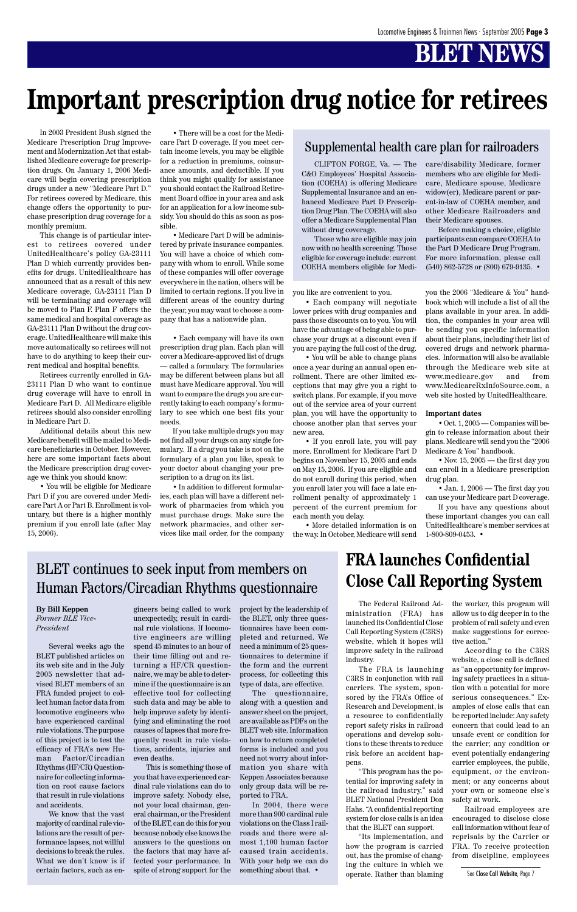# BLET NEWS

# Important prescription drug notice for retirees

In 2003 President Bush signed the Medicare Prescription Drug Improvement and Modernization Act that established Medicare coverage for prescription drugs. On January 1, 2006 Medicare will begin covering prescription drugs under a new "Medicare Part D." For retirees covered by Medicare, this change offers the opportunity to purchase prescription drug coverage for a monthly premium.

This change is of particular interest to retirees covered under UnitedHealthcare's policy GA-23111 Plan D which currently provides benefits for drugs. UnitedHealthcare has announced that as a result of this new Medicare coverage, GA-23111 Plan D will be terminating and coverage will be moved to Plan F. Plan F offers the same medical and hospital coverage as GA-23111 Plan D without the drug coverage. UnitedHealthcare will make this move automatically so retirees will not have to do anything to keep their current medical and hospital benefits.

Retirees currently enrolled in GA-23111 Plan D who want to continue drug coverage will have to enroll in Medicare Part D. All Medicare eligible retirees should also consider enrolling in Medicare Part D.

Additional details about this new Medicare benefit will be mailed to Medicare beneficiaries in October. However, here are some important facts about the Medicare prescription drug coverage we think you should know:

• You will be eligible for Medicare Part D if you are covered under Medicare Part A or Part B. Enrollment is voluntary, but there is a higher monthly premium if you enroll late (after May 15, 2006).

• There will be a cost for the Medicare Part D coverage. If you meet certain income levels, you may be eligible for a reduction in premiums, coinsurance amounts, and deductible. If you think you might qualify for assistance you should contact the Railroad Retirement Board office in your area and ask for an application for a low income subsidy. You should do this as soon as possible.

• Medicare Part D will be administered by private insurance companies. You will have a choice of which company with whom to enroll. While some of these companies will offer coverage everywhere in the nation, others will be limited to certain regions. If you live in different areas of the country during the year, you may want to choose a company that has a nationwide plan.

• Each company will have its own prescription drug plan. Each plan will cover a Medicare-approved list of drugs — called a formulary. The formularies may be different between plans but all must have Medicare approval. You will want to compare the drugs you are currently taking to each company's formulary to see which one best fits your needs.

If you take multiple drugs you may not find all your drugs on any single formulary. If a drug you take is not on the formulary of a plan you like, speak to your doctor about changing your prescription to a drug on its list.

• In addition to different formularies, each plan will have a different network of pharmacies from which you must purchase drugs. Make sure the network pharmacies, and other services like mail order, for the company you like are convenient to you.

• Each company will negotiate lower prices with drug companies and pass those discounts on to you. You will have the advantage of being able to purchase your drugs at a discount even if you are paying the full cost of the drug.

• You will be able to change plans once a year during an annual open enrollment. There are other limited exceptions that may give you a right to switch plans. For example, if you move out of the service area of your current plan, you will have the opportunity to choose another plan that serves your new area.

• If you enroll late, you will pay more. Enrollment for Medicare Part D begins on November 15, 2005 and ends on May 15, 2006. If you are eligible and do not enroll during this period, when you enroll later you will face a late enrollment penalty of approximately 1 percent of the current premium for each month you delay.

• More detailed information is on the way. In October, Medicare will send you the 2006 "Medicare & You" handbook which will include a list of all the plans available in your area. In addition, the companies in your area will be sending you specific information about their plans, including their list of covered drugs and network pharmacies. Information will also be available through the Medicare web site at www.medicare.gov and from www.MedicareRxInfoSource.com, a web site hosted by UnitedHealthcare.

**Important dates**

• Oct. 1, 2005 — Companies will begin to release information about their plans. Medicare will send you the "2006 Medicare & You" handbook.

• Nov. 15, 2005 — the first day you can enroll in a Medicare prescription drug plan.

• Jan. 1, 2006 — The first day you can use your Medicare part D coverage.

If you have any questions about these important changes you can call UnitedHealthcare's member services at 1-800-809-0453. •

## Supplemental health care plan for railroaders

CLIFTON FORGE, Va. — The C&O Employees' Hospital Association (COEHA) is offering Medicare Supplemental Insurance and an enhanced Medicare Part D Prescription Drug Plan. The COEHA will also offer a Medicare Supplemental Plan without drug coverage.

Those who are eligible may join now with no health screening. Those eligible for coverage include: current COEHA members eligible for Medicare/disability Medicare, former members who are eligible for Medicare, Medicare spouse, Medicare widow(er), Medicare parent or parent-in-law of COEHA member, and other Medicare Railroaders and their Medicare spouses.

Before making a choice, eligible participants can compare COEHA to the Part D Medicare Drug Program. For more information, please call (540) 862-5728 or (800) 679-9135. •

## BLET continues to seek input from members on Human Factors/Circadian Rhythms questionnaire

**By Bill Keppen**
*Former BLE Vice-President*

Several weeks ago the BLET published articles on its web site and in the July 2005 newsletter that advised BLET members of an FRA funded project to collect human factor data from locomotive engineers who have experienced cardinal rule violations. The purpose of this project is to test the efficacy of FRA's new Human Factor/Circadian Rhythms (HF/CR) Questionnaire for collecting information on root cause factors that result in rule violations and accidents.

We know that the vast majority of cardinal rule violations are the result of performance lapses, not willful decisions to break the rules. What we don't know is if certain factors, such as engineers being called to work unexpectedly, result in cardinal rule violations. If locomotive engineers are willing spend 45 minutes to an hour of their time filling out and returning a HF/CR questionnaire, we may be able to determine if the questionnaire is an effective tool for collecting such data and may be able to help improve safety by identifying and eliminating the root causes of lapses that more frequently result in rule violations, accidents, injuries and even deaths.

This is something those of you that have experienced cardinal rule violations can do to improve safety. Nobody else, not your local chairman, general chairman, or the President of the BLET, can do this for you because nobody else knows the answers to the questions on the factors that may have affected your performance. In spite of strong support for the project by the leadership of the BLET, only three questionnaires have been completed and returned. We need a minimum of 25 questionnaires to determine if the form and the current process, for collecting this type of data, are effective.

The questionnaire, along with a question and answer sheet on the project, are available as PDFs on the BLET web site. Information on how to return completed forms is included and you need not worry about information you share with Keppen Associates because only group data will be reported to FRA.

In 2004, there were more than 900 cardinal rule violations on the Class I railroads and there were almost 1,100 human factor caused train accidents. With your help we can do something about that. •

## FRA launches Confidential Close Call Reporting System

The Federal Railroad Administration (FRA) has launched its Confidential Close Call Reporting System (C3RS) website, which it hopes will improve safety in the railroad industry.

The FRA is launching C3RS in conjunction with rail carriers. The system, sponsored by the FRA's Office of Research and Development, is a resource to confidentially report safety risks in railroad operations and develop solutions to these threats to reduce risk before an accident happens.

"This program has the potential for improving safety in the railroad industry," said BLET National President Don Hahs. "A confidential reporting system for close calls is an idea that the BLET can support.

"Its implementation, and how the program is carried out, has the promise of changing the culture in which we operate. Rather than blaming the worker, this program will allow us to dig deeper in to the problem of rail safety and even make suggestions for corrective action."

According to the C3RS website, a close call is defined as "an opportunity for improving safety practices in a situation with a potential for more serious consequences." Examples of close calls that can be reported include: Any safety concern that could lead to an unsafe event or condition for the carrier; any condition or event potentially endangering carrier employees, the public, equipment, or the environment; or any concerns about your own or someone else's safety at work.

Railroad employees are encouraged to disclose close call information without fear of reprisals by the Carrier or FRA. To receive protection from discipline, employees

See Close Call Website, Page 7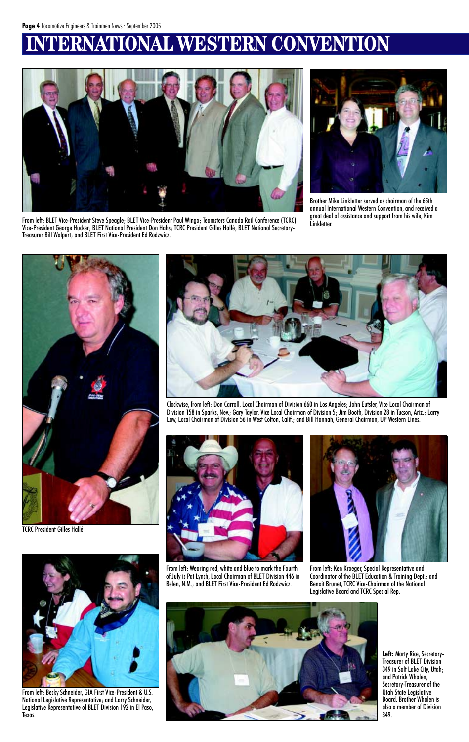# INTERNATIONAL WESTERN CONVENTION

From left: BLET Vice-President Steve Speagle; BLET Vice-President Paul Wingo; Teamsters Canada Rail Conference (TCRC) Vice-President George Hucker; BLET National President Don Hahs; TCRC President Gilles Hallé; BLET National Secretary-Treasurer Bill Walpert; and BLET First Vice-President Ed Rodzwicz.

Brother Mike Linkletter served as chairman of the 65th annual International Western Convention, and received a great deal of assistance and support from his wife, Kim Linkletter.

TCRC President Gilles Hallé

Clockwise, from left: Don Carroll, Local Chairman of Division 660 in Los Angeles; John Eutsler, Vice Local Chairman of Division 158 in Sparks, Nev.; Gary Taylor, Vice Local Chairman of Division 5; Jim Booth, Division 28 in Tucson, Ariz.; Larry Law, Local Chairman of Division 56 in West Colton, Calif.; and Bill Hannah, General Chairman, UP Western Lines.

From left: Wearing red, white and blue to mark the Fourth of July is Pat Lynch, Local Chairman of BLET Division 446 in Belen, N.M.; and BLET First Vice-President Ed Rodzwicz.

From left: Ken Kroeger, Special Representative and Coordinator of the BLET Education & Training Dept.; and Benoit Brunet, TCRC Vice-Chairman of the National Legislative Board and TCRC Special Rep.

From left: Becky Schneider, GIA First Vice-President & U.S. National Legislative Representative; and Larry Schneider, Legislative Representative of BLET Division 192 in El Paso, Texas.

**Left:** Marty Rice, Secretary-Treasurer of BLET Division 349 in Salt Lake City, Utah; and Patrick Whalen, Secretary-Treasurer of the Utah State Legislative Board. Brother Whalen is also a member of Division 349.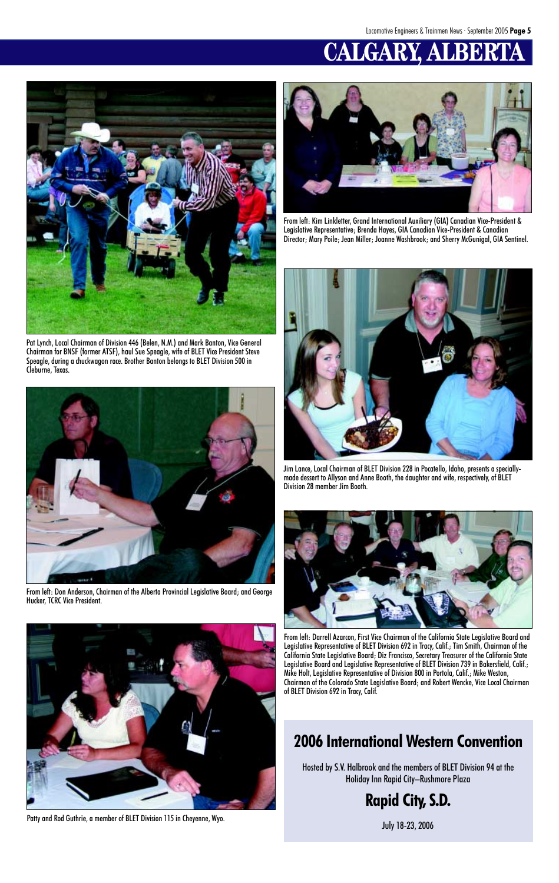# CALGARY, ALBERTA

Pat Lynch, Local Chairman of Division 446 (Belen, N.M.) and Mark Banton, Vice General Chairman for BNSF (former ATSF), haul Sue Speagle, wife of BLET Vice President Steve Speagle, during a chuckwagon race. Brother Banton belongs to BLET Division 500 in Cleburne, Texas.

From left: Kim Linkletter, Grand International Auxiliary (GIA) Canadian Vice-President & Legislative Representative; Brenda Hayes, GIA Canadian Vice-President & Canadian Director; Mary Poile; Jean Miller; Joanne Washbrook; and Sherry McGunigal, GIA Sentinel.

Jim Lance, Local Chairman of BLET Division 228 in Pocatello, Idaho, presents a specially-made dessert to Allyson and Anne Booth, the daughter and wife, respectively, of BLET Division 28 member Jim Booth.

From left: Don Anderson, Chairman of the Alberta Provincial Legislative Board; and George Hucker, TCRC Vice President.

From left: Darrell Azarcon, First Vice Chairman of the California State Legislative Board and Legislative Representative of BLET Division 692 in Tracy, Calif.; Tim Smith, Chairman of the California State Legislative Board; Diz Francisco, Secretary Treasurer of the California State Legislative Board and Legislative Representative of BLET Division 739 in Bakersfield, Calif.; Mike Holt, Legislative Representative of Division 800 in Portola, Calif.; Mike Weston, Chairman of the Colorado State Legislative Board; and Robert Wencke, Vice Local Chairman of BLET Division 692 in Tracy, Calif.

Patty and Rod Guthrie, a member of BLET Division 115 in Cheyenne, Wyo.

## 2006 International Western Convention

Hosted by S.V. Halbrook and the members of BLET Division 94 at the Holiday Inn Rapid City–Rushmore Plaza

## Rapid City, S.D.

July 18-23, 2006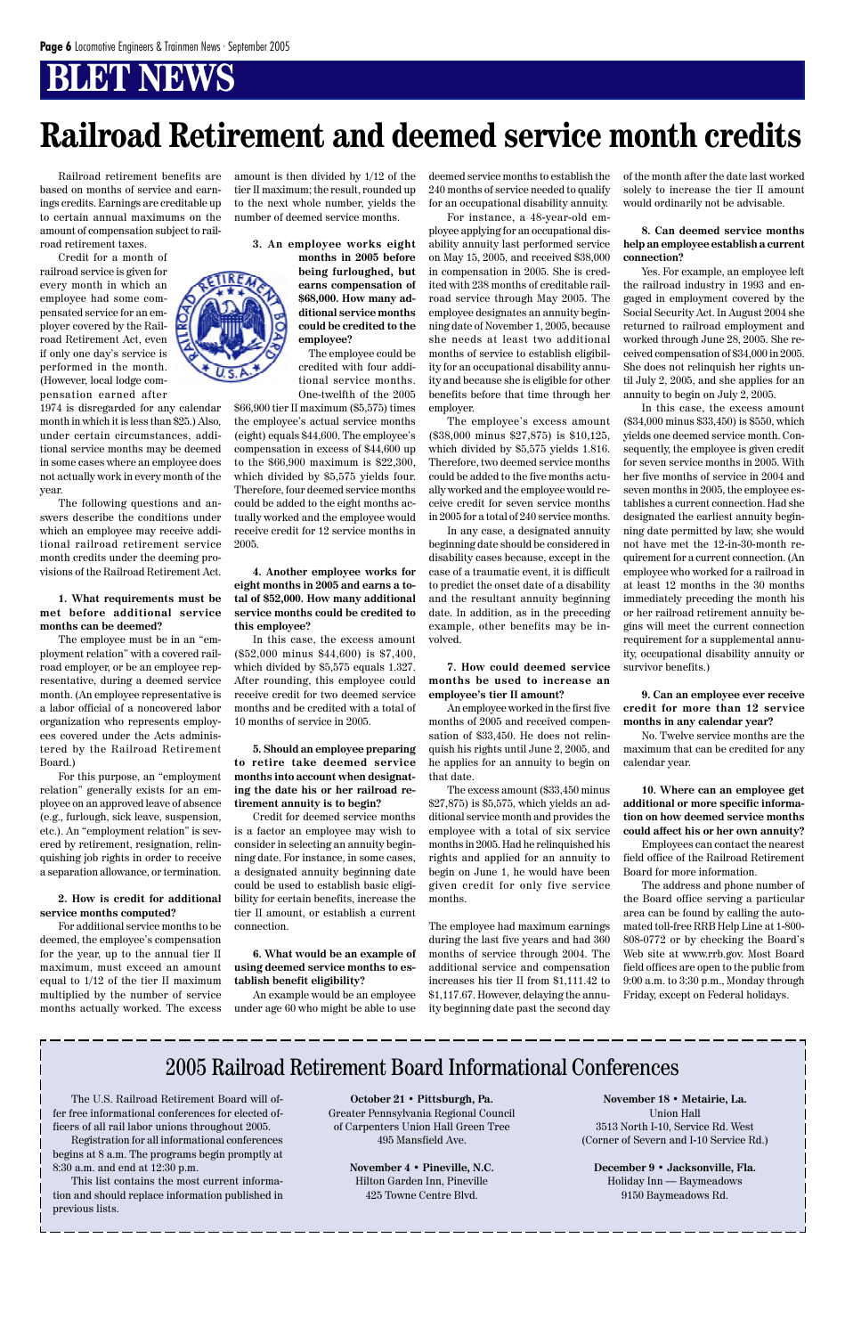# BLET NEWS

# Railroad Retirement and deemed service month credits

Railroad retirement benefits are based on months of service and earnings credits. Earnings are creditable up to certain annual maximums on the amount of compensation subject to railroad retirement taxes.

Credit for a month of railroad service is given for every month in which an employee had some compensated service for an employer covered by the Railroad Retirement Act, even if only one day's service is performed in the month. (However, local lodge compensation earned after 1974 is disregarded for any calendar month in which it is less than $25.) Also, under certain circumstances, additional service months may be deemed in some cases where an employee does not actually work in every month of the year.

The following questions and answers describe the conditions under which an employee may receive additional railroad retirement service month credits under the deeming provisions of the Railroad Retirement Act.

**1. What requirements must be met before additional service months can be deemed?**

The employee must be in an "employment relation" with a covered railroad employer, or be an employee representative, during a deemed service month. (An employee representative is a labor official of a noncovered labor organization who represents employees covered under the Acts administered by the Railroad Retirement Board.)

For this purpose, an "employment relation" generally exists for an employee on an approved leave of absence (e.g., furlough, sick leave, suspension, etc.). An "employment relation" is severed by retirement, resignation, relinquishing job rights in order to receive a separation allowance, or termination.

**2. How is credit for additional service months computed?**

For additional service months to be deemed, the employee's compensation for the year, up to the annual tier II maximum, must exceed an amount equal to 1/12 of the tier II maximum multiplied by the number of service months actually worked. The excess amount is then divided by 1/12 of the tier II maximum; the result, rounded up to the next whole number, yields the number of deemed service months.

**3. An employee works eight months in 2005 before being furloughed, but earns compensation of $68,000. How many additional service months could be credited to the employee?**

The employee could be credited with four additional service months. One-twelfth of the 2005 $66,900 tier II maximum ($5,575) times the employee's actual service months (eight) equals $44,600. The employee's compensation in excess of $44,600 up to the $66,900 maximum is $22,300, which divided by $5,575 yields four. Therefore, four deemed service months could be added to the eight months actually worked and the employee would receive credit for 12 service months in 2005.

**4. Another employee works for eight months in 2005 and earns a total of $52,000. How many additional service months could be credited to this employee?**

In this case, the excess amount ($52,000 minus $44,600) is $7,400, which divided by $5,575 equals 1.327. After rounding, this employee could receive credit for two deemed service months and be credited with a total of 10 months of service in 2005.

**5. Should an employee preparing to retire take deemed service months into account when designating the date his or her railroad retirement annuity is to begin?**

Credit for deemed service months is a factor an employee may wish to consider in selecting an annuity beginning date. For instance, in some cases, a designated annuity beginning date could be used to establish basic eligibility for certain benefits, increase the tier II amount, or establish a current connection.

**6. What would be an example of using deemed service months to establish benefit eligibility?**

An example would be an employee under age 60 who might be able to use deemed service months to establish the 240 months of service needed to qualify for an occupational disability annuity.

For instance, a 48-year-old employee applying for an occupational disability annuity last performed service on May 15, 2005, and received $38,000 in compensation in 2005. She is credited with 238 months of creditable railroad service through May 2005. The employee designates an annuity beginning date of November 1, 2005, because she needs at least two additional months of service to establish eligibility for an occupational disability annuity and because she is eligible for other benefits before that time through her employer.

The employee's excess amount ($38,000 minus $27,875) is $10,125, which divided by $5,575 yields 1.816. Therefore, two deemed service months could be added to the five months actually worked and the employee would receive credit for seven service months in 2005 for a total of 240 service months.

In any case, a designated annuity beginning date should be considered in disability cases because, except in the case of a traumatic event, it is difficult to predict the onset date of a disability and the resultant annuity beginning date. In addition, as in the preceding example, other benefits may be involved.

**7. How could deemed service months be used to increase an employee's tier II amount?**

An employee worked in the first five months of 2005 and received compensation of $33,450. He does not relinquish his rights until June 2, 2005, and he applies for an annuity to begin on that date.

The excess amount ($33,450 minus $27,875) is $5,575, which yields an additional service month and provides the employee with a total of six service months in 2005. Had he relinquished his rights and applied for an annuity to begin on June 1, he would have been given credit for only five service months.

The employee had maximum earnings during the last five years and had 360 months of service through 2004. The additional service and compensation increases his tier II from $1,111.42 to $1,117.67. However, delaying the annuity beginning date past the second day of the month after the date last worked solely to increase the tier II amount would ordinarily not be advisable.

**8. Can deemed service months help an employee establish a current connection?**

Yes. For example, an employee left the railroad industry in 1993 and engaged in employment covered by the Social Security Act. In August 2004 she returned to railroad employment and worked through June 28, 2005. She received compensation of $34,000 in 2005. She does not relinquish her rights until July 2, 2005, and she applies for an annuity to begin on July 2, 2005.

In this case, the excess amount ($34,000 minus $33,450) is $550, which yields one deemed service month. Consequently, the employee is given credit for seven service months in 2005. With her five months of service in 2004 and seven months in 2005, the employee establishes a current connection. Had she designated the earliest annuity beginning date permitted by law, she would not have met the 12-in-30-month requirement for a current connection. (An employee who worked for a railroad in at least 12 months in the 30 months immediately preceding the month his or her railroad retirement annuity begins will meet the current connection requirement for a supplemental annuity, occupational disability annuity or survivor benefits.)

**9. Can an employee ever receive credit for more than 12 service months in any calendar year?**

No. Twelve service months are the maximum that can be credited for any calendar year.

**10. Where can an employee get additional or more specific information on how deemed service months could affect his or her own annuity?**

Employees can contact the nearest field office of the Railroad Retirement Board for more information.

The address and phone number of the Board office serving a particular area can be found by calling the automated toll-free RRB Help Line at 1-800-808-0772 or by checking the Board's Web site at www.rrb.gov. Most Board field offices are open to the public from 9:00 a.m. to 3:30 p.m., Monday through Friday, except on Federal holidays.

## 2005 Railroad Retirement Board Informational Conferences

The U.S. Railroad Retirement Board will offer free informational conferences for elected officers of all rail labor unions throughout 2005.

Registration for all informational conferences begins at 8 a.m. The programs begin promptly at 8:30 a.m. and end at 12:30 p.m.

This list contains the most current information and should replace information published in previous lists.

**October 21 • Pittsburgh, Pa.**
Greater Pennsylvania Regional Council of Carpenters Union Hall Green Tree
495 Mansfield Ave.

**November 4 • Pineville, N.C.**
Hilton Garden Inn, Pineville
425 Towne Centre Blvd.

**November 18 • Metairie, La.**
Union Hall
3513 North I-10, Service Rd. West
(Corner of Severn and I-10 Service Rd.)

**December 9 • Jacksonville, Fla.**
Holiday Inn — Baymeadows
9150 Baymeadows Rd.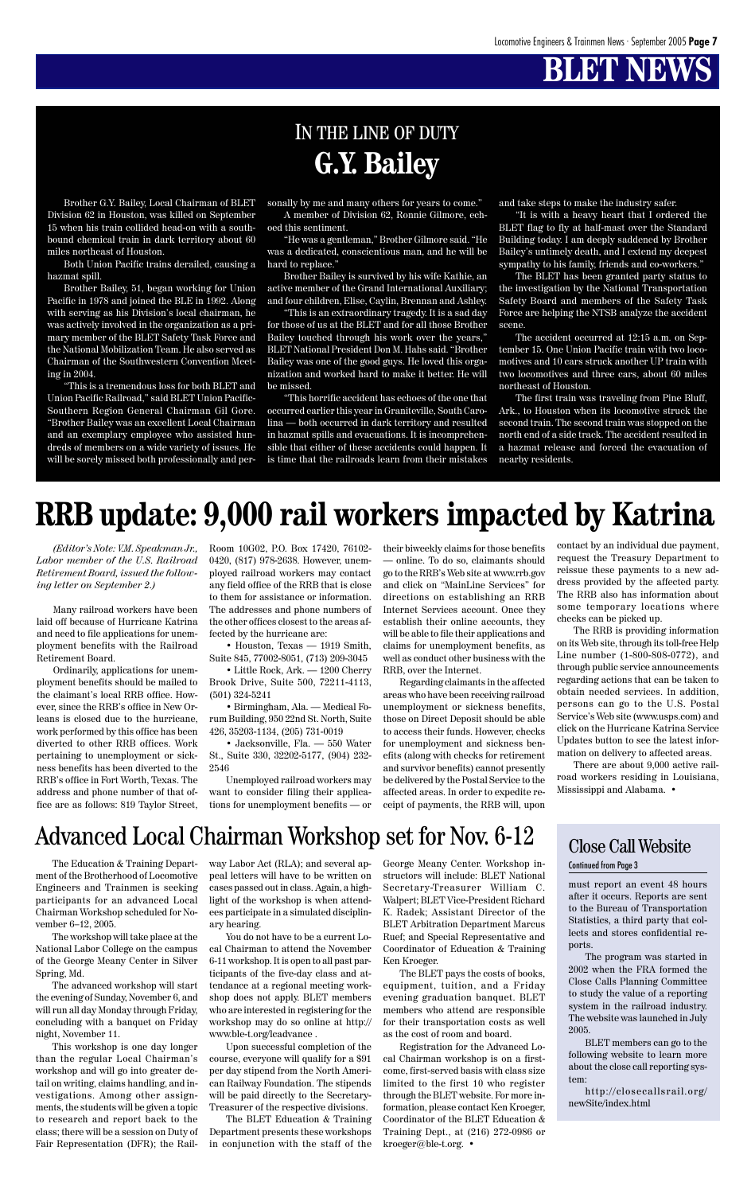# BLET NEWS

## IN THE LINE OF DUTY
## G.Y. Bailey

Brother G.Y. Bailey, Local Chairman of BLET Division 62 in Houston, was killed on September 15 when his train collided head-on with a southbound chemical train in dark territory about 60 miles northeast of Houston.

Both Union Pacific trains derailed, causing a hazmat spill.

Brother Bailey, 51, began working for Union Pacific in 1978 and joined the BLE in 1992. Along with serving as his Division's local chairman, he was actively involved in the organization as a primary member of the BLET Safety Task Force and the National Mobilization Team. He also served as Chairman of the Southwestern Convention Meeting in 2004.

"This is a tremendous loss for both BLET and Union Pacific Railroad," said BLET Union Pacific-Southern Region General Chairman Gil Gore. "Brother Bailey was an excellent Local Chairman and an exemplary employee who assisted hundreds of members on a wide variety of issues. He will be sorely missed both professionally and personally by me and many others for years to come."

A member of Division 62, Ronnie Gilmore, echoed this sentiment.

"He was a gentleman," Brother Gilmore said. "He was a dedicated, conscientious man, and he will be hard to replace."

Brother Bailey is survived by his wife Kathie, an active member of the Grand International Auxiliary; and four children, Elise, Caylin, Brennan and Ashley.

"This is an extraordinary tragedy. It is a sad day for those of us at the BLET and for all those Brother Bailey touched through his work over the years," BLET National President Don M. Hahs said. "Brother Bailey was one of the good guys. He loved this organization and worked hard to make it better. He will be missed.

"This horrific accident has echoes of the one that occurred earlier this year in Graniteville, South Carolina — both occurred in dark territory and resulted in hazmat spills and evacuations. It is incomprehensible that either of these accidents could happen. It is time that the railroads learn from their mistakes and take steps to make the industry safer.

"It is with a heavy heart that I ordered the BLET flag to fly at half-mast over the Standard Building today. I am deeply saddened by Brother Bailey's untimely death, and I extend my deepest sympathy to his family, friends and co-workers."

The BLET has been granted party status to the investigation by the National Transportation Safety Board and members of the Safety Task Force are helping the NTSB analyze the accident scene.

The accident occurred at 12:15 a.m. on September 15. One Union Pacific train with two locomotives and 10 cars struck another UP train with two locomotives and three cars, about 60 miles northeast of Houston.

The first train was traveling from Pine Bluff, Ark., to Houston when its locomotive struck the second train. The second train was stopped on the north end of a side track. The accident resulted in a hazmat release and forced the evacuation of nearby residents.

# RRB update: 9,000 rail workers impacted by Katrina

*(Editor's Note: V.M. Speakman Jr., Labor member of the U.S. Railroad Retirement Board, issued the following letter on September 2.)*

Many railroad workers have been laid off because of Hurricane Katrina and need to file applications for unemployment benefits with the Railroad Retirement Board.

Ordinarily, applications for unemployment benefits should be mailed to the claimant's local RRB office. However, since the RRB's office in New Orleans is closed due to the hurricane, work performed by this office has been diverted to other RRB offices. Work pertaining to unemployment or sickness benefits has been diverted to the RRB's office in Fort Worth, Texas. The address and phone number of that office are as follows: 819 Taylor Street, Room 10G02, P.O. Box 17420, 76102-0420, (817) 978-2638. However, unemployed railroad workers may contact any field office of the RRB that is close to them for assistance or information. The addresses and phone numbers of the other offices closest to the areas affected by the hurricane are:

- Houston, Texas — 1919 Smith, Suite 845, 77002-8051, (713) 209-3045
- Little Rock, Ark. — 1200 Cherry Brook Drive, Suite 500, 72211-4113, (501) 324-5241
- Birmingham, Ala. — Medical Forum Building, 950 22nd St. North, Suite 426, 35203-1134, (205) 731-0019
- Jacksonville, Fla. — 550 Water St., Suite 330, 32202-5177, (904) 232-2546

Unemployed railroad workers may want to consider filing their applications for unemployment benefits — or their biweekly claims for those benefits — online. To do so, claimants should go to the RRB's Web site at www.rrb.gov and click on "MainLine Services" for directions on establishing an RRB Internet Services account. Once they establish their online accounts, they will be able to file their applications and claims for unemployment benefits, as well as conduct other business with the RRB, over the Internet.

Regarding claimants in the affected areas who have been receiving railroad unemployment or sickness benefits, those on Direct Deposit should be able to access their funds. However, checks for unemployment and sickness benefits (along with checks for retirement and survivor benefits) cannot presently be delivered by the Postal Service to the affected areas. In order to expedite receipt of payments, the RRB will, upon contact by an individual due payment, request the Treasury Department to reissue these payments to a new address provided by the affected party. The RRB also has information about some temporary locations where checks can be picked up.

The RRB is providing information on its Web site, through its toll-free Help Line number (1-800-808-0772), and through public service announcements regarding actions that can be taken to obtain needed services. In addition, persons can go to the U.S. Postal Service's Web site (www.usps.com) and click on the Hurricane Katrina Service Updates button to see the latest information on delivery to affected areas.

There are about 9,000 active railroad workers residing in Louisiana, Mississippi and Alabama. •

# Advanced Local Chairman Workshop set for Nov. 6-12

The Education & Training Department of the Brotherhood of Locomotive Engineers and Trainmen is seeking participants for an advanced Local Chairman Workshop scheduled for November 6–12, 2005.

The workshop will take place at the National Labor College on the campus of the George Meany Center in Silver Spring, Md.

The advanced workshop will start the evening of Sunday, November 6, and will run all day Monday through Friday, concluding with a banquet on Friday night, November 11.

This workshop is one day longer than the regular Local Chairman's workshop and will go into greater detail on writing, claims handling, and investigations. Among other assignments, the students will be given a topic to research and report back to the class; there will be a session on Duty of Fair Representation (DFR); the Railway Labor Act (RLA); and several appeal letters will have to be written on cases passed out in class. Again, a highlight of the workshop is when attendees participate in a simulated disciplinary hearing.

You do not have to be a current Local Chairman to attend the November 6-11 workshop. It is open to all past participants of the five-day class and attendance at a regional meeting workshop does not apply. BLET members who are interested in registering for the workshop may do so online at http://www.ble-t.org/lcadvance .

Upon successful completion of the course, everyone will qualify for a $91 per day stipend from the North American Railway Foundation. The stipends will be paid directly to the Secretary-Treasurer of the respective divisions.

The BLET Education & Training Department presents these workshops in conjunction with the staff of the George Meany Center. Workshop instructors will include: BLET National Secretary-Treasurer William C. Walpert; BLET Vice-President Richard K. Radek; Assistant Director of the BLET Arbitration Department Marcus Ruef; and Special Representative and Coordinator of Education & Training Ken Kroeger.

The BLET pays the costs of books, equipment, tuition, and a Friday evening graduation banquet. BLET members who attend are responsible for their transportation costs as well as the cost of room and board.

Registration for the Advanced Local Chairman workshop is on a first-come, first-served basis with class size limited to the first 10 who register through the BLET website. For more information, please contact Ken Kroeger, Coordinator of the BLET Education & Training Dept., at (216) 272-0986 or kroeger@ble-t.org. •

## Close Call Website

Continued from Page 3

must report an event 48 hours after it occurs. Reports are sent to the Bureau of Transportation Statistics, a third party that collects and stores confidential reports.

The program was started in 2002 when the FRA formed the Close Calls Planning Committee to study the value of a reporting system in the railroad industry. The website was launched in July 2005.

BLET members can go to the following website to learn more about the close call reporting system:

http://closecallsrail.org/newSite/index.html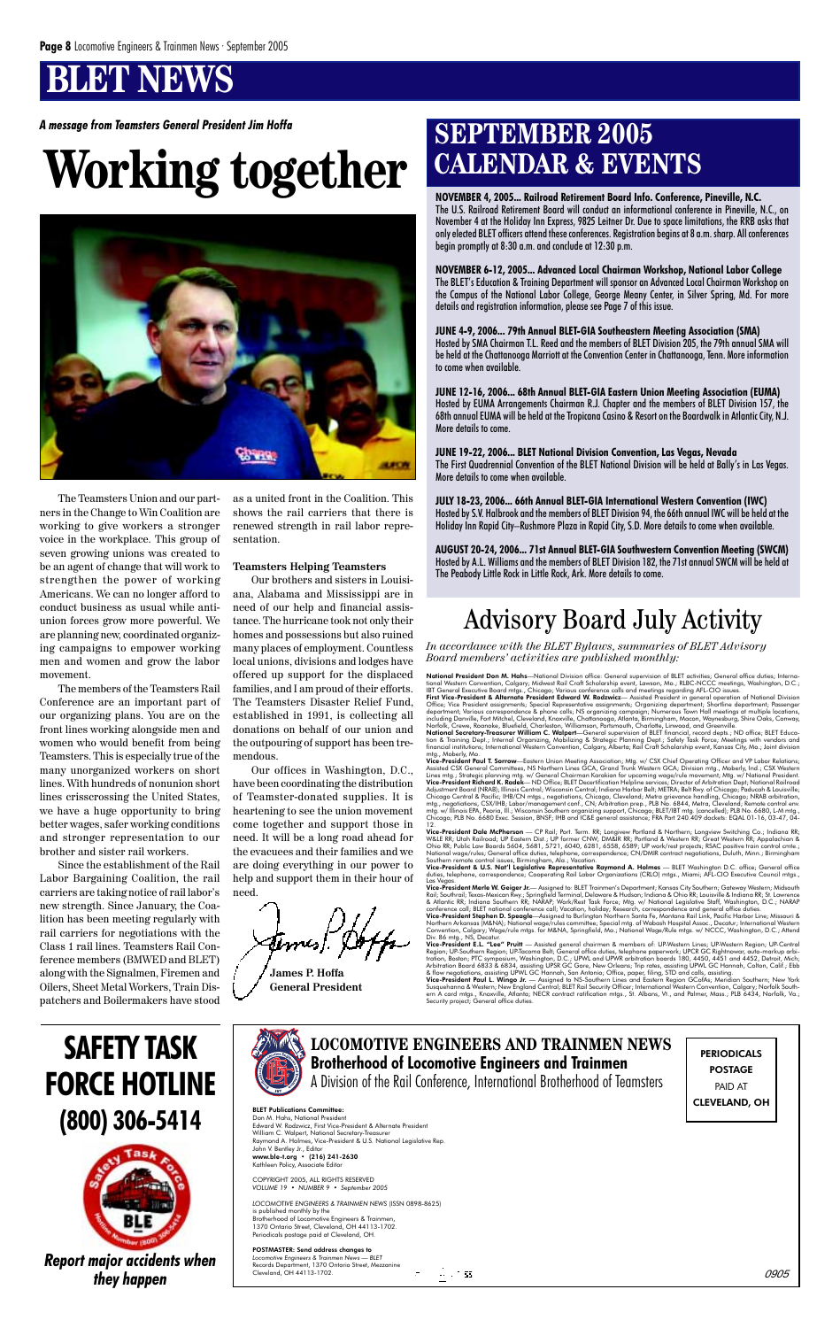# BLET NEWS

*A message from Teamsters General President Jim Hoffa*

# Working together

The Teamsters Union and our partners in the Change to Win Coalition are working to give workers a stronger voice in the workplace. This group of seven growing unions was created to be an agent of change that will work to strengthen the power of working Americans. We can no longer afford to conduct business as usual while anti-union forces grow more powerful. We are planning new, coordinated organizing campaigns to empower working men and women and grow the labor movement.

The members of the Teamsters Rail Conference are an important part of our organizing plans. You are on the front lines working alongside men and women who would benefit from being Teamsters. This is especially true of the many unorganized workers on short lines. With hundreds of nonunion short lines crisscrossing the United States, we have a huge opportunity to bring better wages, safer working conditions and stronger representation to our brother and sister rail workers.

Since the establishment of the Rail Labor Bargaining Coalition, the rail carriers are taking notice of rail labor's new strength. Since January, the Coalition has been meeting regularly with rail carriers for negotiations with the Class 1 rail lines. Teamsters Rail Conference members (BMWED and BLET) along with the Signalmen, Firemen and Oilers, Sheet Metal Workers, Train Dispatchers and Boilermakers have stood as a united front in the Coalition. This shows the rail carriers that there is renewed strength in rail labor representation.

### Teamsters Helping Teamsters

Our brothers and sisters in Louisiana, Alabama and Mississippi are in need of our help and financial assistance. The hurricane took not only their homes and possessions but also ruined many places of employment. Countless local unions, divisions and lodges have offered up support for the displaced families, and I am proud of their efforts. The Teamsters Disaster Relief Fund, established in 1991, is collecting all donations on behalf of our union and the outpouring of support has been tremendous.

Our offices in Washington, D.C., have been coordinating the distribution of Teamster-donated supplies. It is heartening to see the union movement come together and support those in need. It will be a long road ahead for the evacuees and their families and we are doing everything in our power to help and support them in their hour of need.

**James P. Hoffa**
**General President**

# SEPTEMBER 2005 CALENDAR & EVENTS

**NOVEMBER 4, 2005... Railroad Retirement Board Info. Conference, Pineville, N.C.**
The U.S. Railroad Retirement Board will conduct an informational conference in Pineville, N.C., on November 4 at the Holiday Inn Express, 9825 Leitner Dr. Due to space limitations, the RRB asks that only elected BLET officers attend these conferences. Registration begins at 8 a.m. sharp. All conferences begin promptly at 8:30 a.m. and conclude at 12:30 p.m.

**NOVEMBER 6-12, 2005... Advanced Local Chairman Workshop, National Labor College**
The BLET's Education & Training Department will sponsor an Advanced Local Chairman Workshop on the Campus of the National Labor College, George Meany Center, in Silver Spring, Md. For more details and registration information, please see Page 7 of this issue.

**JUNE 4-9, 2006... 79th Annual BLET-GIA Southeastern Meeting Association (SMA)**
Hosted by SMA Chairman T.L. Reed and the members of BLET Division 205, the 79th annual SMA will be held at the Chattanooga Marriott at the Convention Center in Chattanooga, Tenn. More information to come when available.

**JUNE 12-16, 2006... 68th Annual BLET-GIA Eastern Union Meeting Association (EUMA)**
Hosted by EUMA Arrangements Chairman R.J. Chapter and the members of BLET Division 157, the 68th annual EUMA will be held at the Tropicana Casino & Resort on the Boardwalk in Atlantic City, N.J. More details to come.

**JUNE 19-22, 2006... BLET National Division Convention, Las Vegas, Nevada**
The First Quadrennial Convention of the BLET National Division will be held at Bally's in Las Vegas. More details to come when available.

**JULY 18-23, 2006... 66th Annual BLET-GIA International Western Convention (IWC)**
Hosted by S.V. Halbrook and the members of BLET Division 94, the 66th annual IWC will be held at the Holiday Inn Rapid City–Rushmore Plaza in Rapid City, S.D. More details to come when available.

**AUGUST 20-24, 2006... 71st Annual BLET-GIA Southwestern Convention Meeting (SWCM)**
Hosted by A.L. Williams and the members of BLET Division 182, the 71st annual SWCM will be held at The Peabody Little Rock in Little Rock, Ark. More details to come.

# Advisory Board July Activity

*In accordance with the BLET Bylaws, summaries of BLET Advisory Board members' activities are published monthly:*

**National President Don M. Hahs**—National Division office: General supervision of BLET activities; General office duties; International Western Convention, Calgary; Midwest Rail Craft Scholarship event, Lawson, Mo.; RLBC-NCCC meetings, Washington, D.C.; IBT General Executive Board mtgs., Chicago; Various conference calls and meetings regarding AFL-CIO issues.

**First Vice-President & Alternate President Edward W. Rodzwicz**— Assisted President in general operation of National Division Office; Vice President assignments; Special Representative assignments; Organizing department; Shortline department; Passenger department; Various correspondence & phone calls; NS organizing campaign; Numerous Town Hall meetings at multiple locations, including Danville, Fort Mitchel, Cleveland, Knoxville, Chattanooga, Atlanta, Birmingham, Macon, Waynesburg, Shire Oaks, Conway, Norfolk, Crewe, Roanoke, Bluefield, Charleston, Williamson, Portsmouth, Charlotte, Linwood, and Greenville.

**National Secretary-Treasurer William C. Walpert**—General supervision of BLET financial, record depts.; ND office; BLET Education & Training Dept.; Internal Organizing, Mobilizing & Strategic Planning Dept.; Safety Task Force; Meetings with vendors and financial institutions; International Western Convention, Calgary, Alberta; Rail Craft Scholarship event, Kansas City, Mo.; Joint division mtg., Moberly, Mo.

**Vice-President Paul T. Sorrow**—Eastern Union Meeting Association; Mtg. w/ CSX Chief Operating Officer and VP Labor Relations; Assisted CSX General Committees, NS Northern Lines GCA, Grand Trunk Western GCA; Division mtg., Moberly, Ind.; CSX Western Lines mtg.; Strategic planning mtg. w/ General Chairman Karakian for upcoming wage/rule movement; Mtg. w/ National President.

**Vice-President Richard K. Radek**— ND Office; BLET Decertification Helpline services; Director of Arbitration Dept; National Railroad Adjustment Board (NRAB); Illinois Central; Wisconsin Central; Indiana Harbor Belt; METRA; Belt Rwy. of Chicago; Paducah & Louisville; Chicago Central & Pacific; IHB/CN mtgs., negotiations, Chicago, Cleveland; Metra grievance handling, Chicago; NRAB arbitration, mtg., negotiations, CSX/IHB; Labor/management conf., CN; Arbitration prep., PLB No. 6844, Metra, Cleveland; Remote control env. mtg. w/ Illinois EPA, Peoria, Ill.; Wisconsin Southern organizing support, Chicago; BLET/IBT mtg. (cancelled); PLB No. 6680, L-M mtg., Chicago; PLB No. 6680 Exec. Session, BNSF; IHB and IC&E general assistance; FRA Part 240.409 dockets: EQAL 01-16, 03-47, 04-12.

**Vice-President Dale McPherson** — CP Rail; Port. Term. RR; Longview Portland & Northern; Longview Switching Co.; Indiana RR; WB&E RR; Utah Railroad; UP Eastern Dist.; UP former CNW; DM&IR RR; Portland & Western RR; Great Western RR; Appalachian & Ohio RR; Public Law Boards 5604, 5681, 5721, 6040, 6281, 6558, 6589; UP work/rest projects; RSAC positive train control cmte.; National wage/rules; General office duties, telephone, correspondence; CN/DMIR contract negotiations, Duluth, Minn.; Birmingham Southern remote control issues, Birmingham, Ala.; Vacation.

**Vice-President & U.S. Nat'l Legislative Representative Raymond A. Holmes** — BLET Washington D.C. office; General office duties, telephone, correspondence; Cooperating Rail Labor Organizations (CRLO) mtgs., Miami; AFL-CIO Executive Council mtgs., Las Vegas.

**Vice-President Merle W. Geiger Jr.**— Assigned to: BLET Trainmen's Department; Kansas City Southern; Gateway Western; Midsouth Rail; Southrail; Texas-Mexican Rwy.; Springfield Terminal; Delaware & Hudson; Indiana & Ohio RR; Louisville & Indiana RR; St. Lawrence & Atlantic RR; Indiana Southern RR; NARAP; Work/Rest Task Force; Mtg. w/ National Legislative Staff, Washington, D.C.; NARAP conference call; BLET national conference call; Vacation, holiday; Research, correspondence and general office duties.

**Vice-President Stephen D. Speagle**—Assigned to Burlington Northern Santa Fe, Montana Rail Link, Pacific Harbor Line; Missouri & Northern Arkansas (M&NA); National wage/rules committee; Special mtg. of Wabash Hospital Assoc., Decatur; International Western Convention, Calgary; Wage/rule mtgs. for M&NA, Springfield, Mo.; National Wage/Rule mtgs. w/ NCCC, Washington, D.C.; Attend Div. 86 mtg., NS, Decatur.

**Vice-President E.L. "Lee" Pruitt** — Assisted general chairmen & members of: UP-Western Lines; UP-Western Region; UP-Central Region; UP-Southern Region; UP-Tacoma Belt, General office duties, telephone paperwork; UPCR GC Rightnowar, auto-markup arbitration, Boston; PTC symposium, Washington, D.C.; UPWL and UPWR arbitration boards 180, 4450, 4451 and 4452, Detroit, Mich; Arbitration Board 6833 & 6834, assisting UPSR GC Gore, New Orleans; Trip rates, assisting UPWL GC Hannah, Colton, Calif.; Ebb & flow negotiations, assisting UPWL GC Hannah, San Antonio; Office, paper, filing, STD and calls, assisting.

**Vice-President Paul L. Wingo Jr.** — Assigned to NS-Southern Lines and Eastern Region GCofAs; Meridian Southern; New York Susquehanna & Western; New England Central; BLET Rail Security Officer; International Western Convention, Calgary; Norfolk Southern A card mtgs., Knoxville, Atlanta; NECR contract ratification mtgs., St. Albans, Vt., and Palmer, Mass.; PLB 6434, Norfolk, Va.; Security project; General office duties.

# SAFETY TASK FORCE HOTLINE (800) 306-5414

***Report major accidents when they happen***

## LOCOMOTIVE ENGINEERS AND TRAINMEN NEWS
### Brotherhood of Locomotive Engineers and Trainmen
A Division of the Rail Conference, International Brotherhood of Teamsters

**PERIODICALS POSTAGE PAID AT CLEVELAND, OH**

**BLET Publications Committee:**
Don M. Hahs, National President
Edward W. Rodzwicz, First Vice-President & Alternate President
William C. Walpert, National Secretary-Treasurer
Raymond A. Holmes, Vice-President & U.S. National Legislative Rep.
John V. Bentley Jr., Editor
**www.ble-t.org • (216) 241-2630**
Kathleen Policy, Associate Editor

COPYRIGHT 2005, ALL RIGHTS RESERVED
*VOLUME 19 • NUMBER 9 • September 2005*

*LOCOMOTIVE ENGINEERS & TRAINMEN NEWS* (ISSN 0898-8625) is published monthly by the Brotherhood of Locomotive Engineers & Trainmen, 1370 Ontario Street, Cleveland, OH 44113-1702. Periodicals postage paid at Cleveland, OH.

**POSTMASTER: Send address changes to** *Locomotive Engineers & Trainmen News — BLET* Records Department, 1370 Ontario Street, Mezzanine Cleveland, OH 44113-1702.

0905